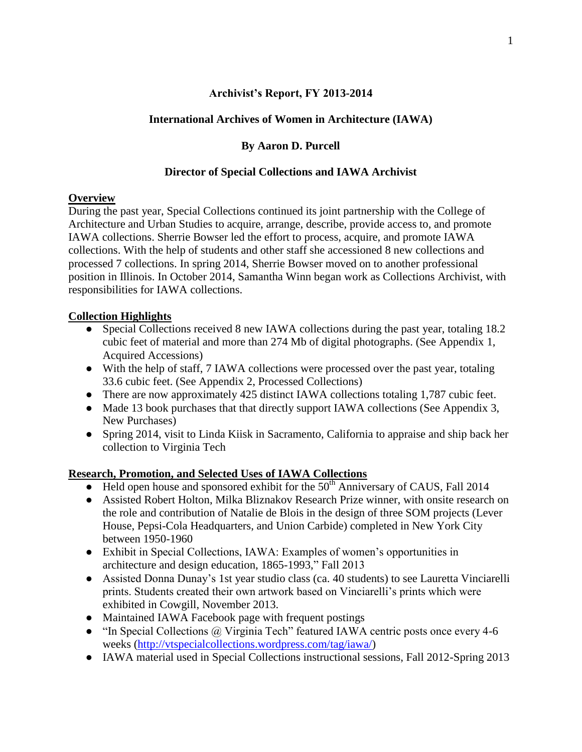# Archivist's Report, FY 2013-2014

## International Archives of Women in Architecture (IAWA)

### By Aaron D. Purcell

### Director of Special Collections and IAWA Archivist

**Overview**

During the past year, Special Collections continued its joint partnership with the College of Architecture and Urban Studies to acquire, arrange, describe, provide access to, and promote IAWA collections. Sherrie Bowser led the effort to process, acquire, and promote IAWA collections. With the help of students and other staff she accessioned 8 new collections and processed 7 collections. In spring 2014, Sherrie Bowser moved on to another professional position in Illinois. In October 2014, Samantha Winn began work as Collections Archivist, with responsibilities for IAWA collections.

**Collection Highlights**

- Special Collections received 8 new IAWA collections during the past year, totaling 18.2 cubic feet of material and more than 274 Mb of digital photographs. (See Appendix 1, Acquired Accessions)
- With the help of staff, 7 IAWA collections were processed over the past year, totaling 33.6 cubic feet. (See Appendix 2, Processed Collections)
- There are now approximately 425 distinct IAWA collections totaling 1,787 cubic feet.
- Made 13 book purchases that that directly support IAWA collections (See Appendix 3, New Purchases)
- Spring 2014, visit to Linda Kiisk in Sacramento, California to appraise and ship back her collection to Virginia Tech

**Research, Promotion, and Selected Uses of IAWA Collections**

- Held open house and sponsored exhibit for the 50th Anniversary of CAUS, Fall 2014
- Assisted Robert Holton, Milka Bliznakov Research Prize winner, with onsite research on the role and contribution of Natalie de Blois in the design of three SOM projects (Lever House, Pepsi-Cola Headquarters, and Union Carbide) completed in New York City between 1950-1960
- Exhibit in Special Collections, IAWA: Examples of women's opportunities in architecture and design education, 1865-1993," Fall 2013
- Assisted Donna Dunay's 1st year studio class (ca. 40 students) to see Lauretta Vinciarelli prints. Students created their own artwork based on Vinciarelli's prints which were exhibited in Cowgill, November 2013.
- Maintained IAWA Facebook page with frequent postings
- "In Special Collections @ Virginia Tech" featured IAWA centric posts once every 4-6 weeks (http://vtspecialcollections.wordpress.com/tag/iawa/)
- IAWA material used in Special Collections instructional sessions, Fall 2012-Spring 2013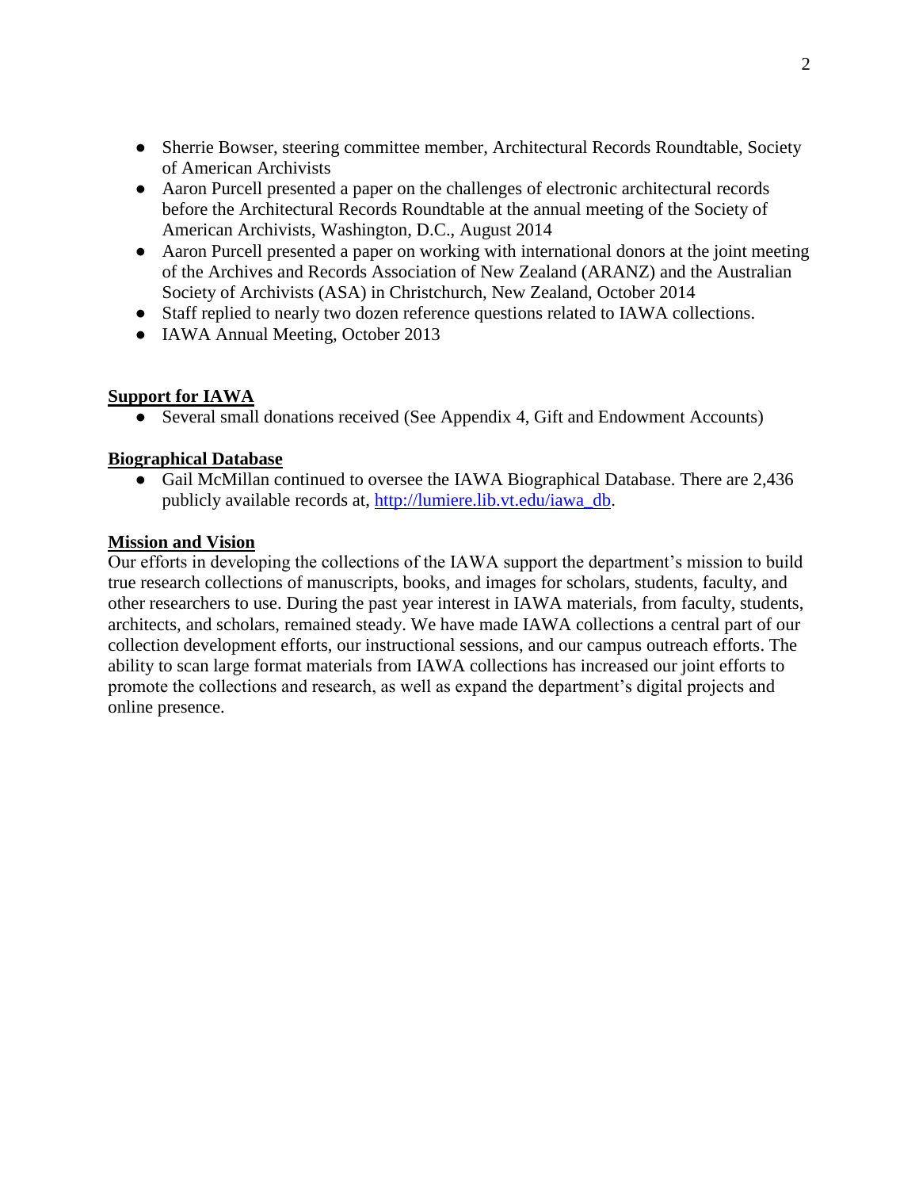- Sherrie Bowser, steering committee member, Architectural Records Roundtable, Society of American Archivists
- Aaron Purcell presented a paper on the challenges of electronic architectural records before the Architectural Records Roundtable at the annual meeting of the Society of American Archivists, Washington, D.C., August 2014
- Aaron Purcell presented a paper on working with international donors at the joint meeting of the Archives and Records Association of New Zealand (ARANZ) and the Australian Society of Archivists (ASA) in Christchurch, New Zealand, October 2014
- Staff replied to nearly two dozen reference questions related to IAWA collections.
- IAWA Annual Meeting, October 2013

**Support for IAWA**

- Several small donations received (See Appendix 4, Gift and Endowment Accounts)

**Biographical Database**

- Gail McMillan continued to oversee the IAWA Biographical Database. There are 2,436 publicly available records at, [http://lumiere.lib.vt.edu/iawa_db](http://lumiere.lib.vt.edu/iawa_db).

**Mission and Vision**

Our efforts in developing the collections of the IAWA support the department's mission to build true research collections of manuscripts, books, and images for scholars, students, faculty, and other researchers to use. During the past year interest in IAWA materials, from faculty, students, architects, and scholars, remained steady. We have made IAWA collections a central part of our collection development efforts, our instructional sessions, and our campus outreach efforts. The ability to scan large format materials from IAWA collections has increased our joint efforts to promote the collections and research, as well as expand the department's digital projects and online presence.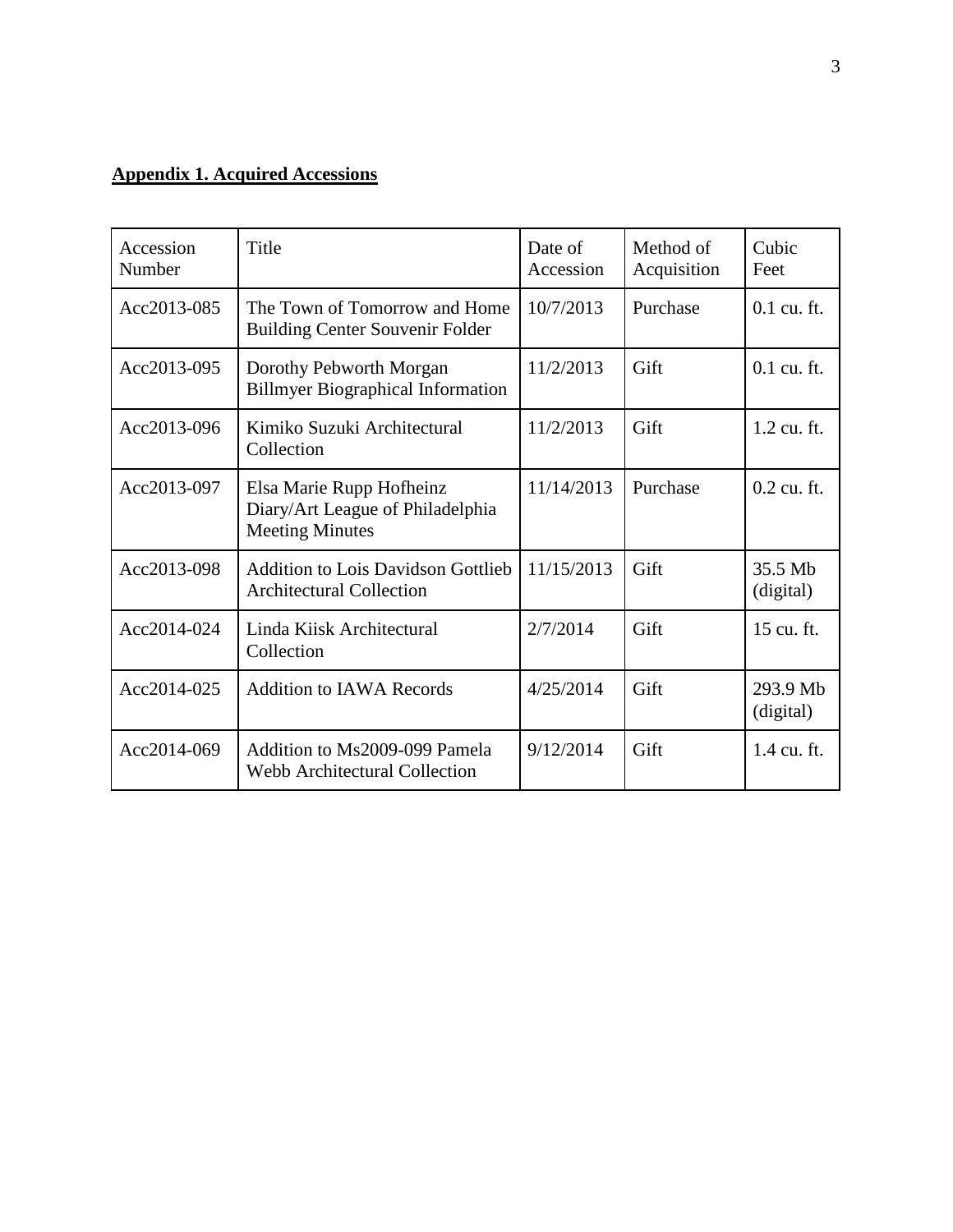**Appendix 1. Acquired Accessions**

| Accession Number | Title | Date of Accession | Method of Acquisition | Cubic Feet |
|---|---|---|---|---|
| Acc2013-085 | The Town of Tomorrow and Home Building Center Souvenir Folder | 10/7/2013 | Purchase | 0.1 cu. ft. |
| Acc2013-095 | Dorothy Pebworth Morgan Billmyer Biographical Information | 11/2/2013 | Gift | 0.1 cu. ft. |
| Acc2013-096 | Kimiko Suzuki Architectural Collection | 11/2/2013 | Gift | 1.2 cu. ft. |
| Acc2013-097 | Elsa Marie Rupp Hofheinz Diary/Art League of Philadelphia Meeting Minutes | 11/14/2013 | Purchase | 0.2 cu. ft. |
| Acc2013-098 | Addition to Lois Davidson Gottlieb Architectural Collection | 11/15/2013 | Gift | 35.5 Mb (digital) |
| Acc2014-024 | Linda Kiisk Architectural Collection | 2/7/2014 | Gift | 15 cu. ft. |
| Acc2014-025 | Addition to IAWA Records | 4/25/2014 | Gift | 293.9 Mb (digital) |
| Acc2014-069 | Addition to Ms2009-099 Pamela Webb Architectural Collection | 9/12/2014 | Gift | 1.4 cu. ft. |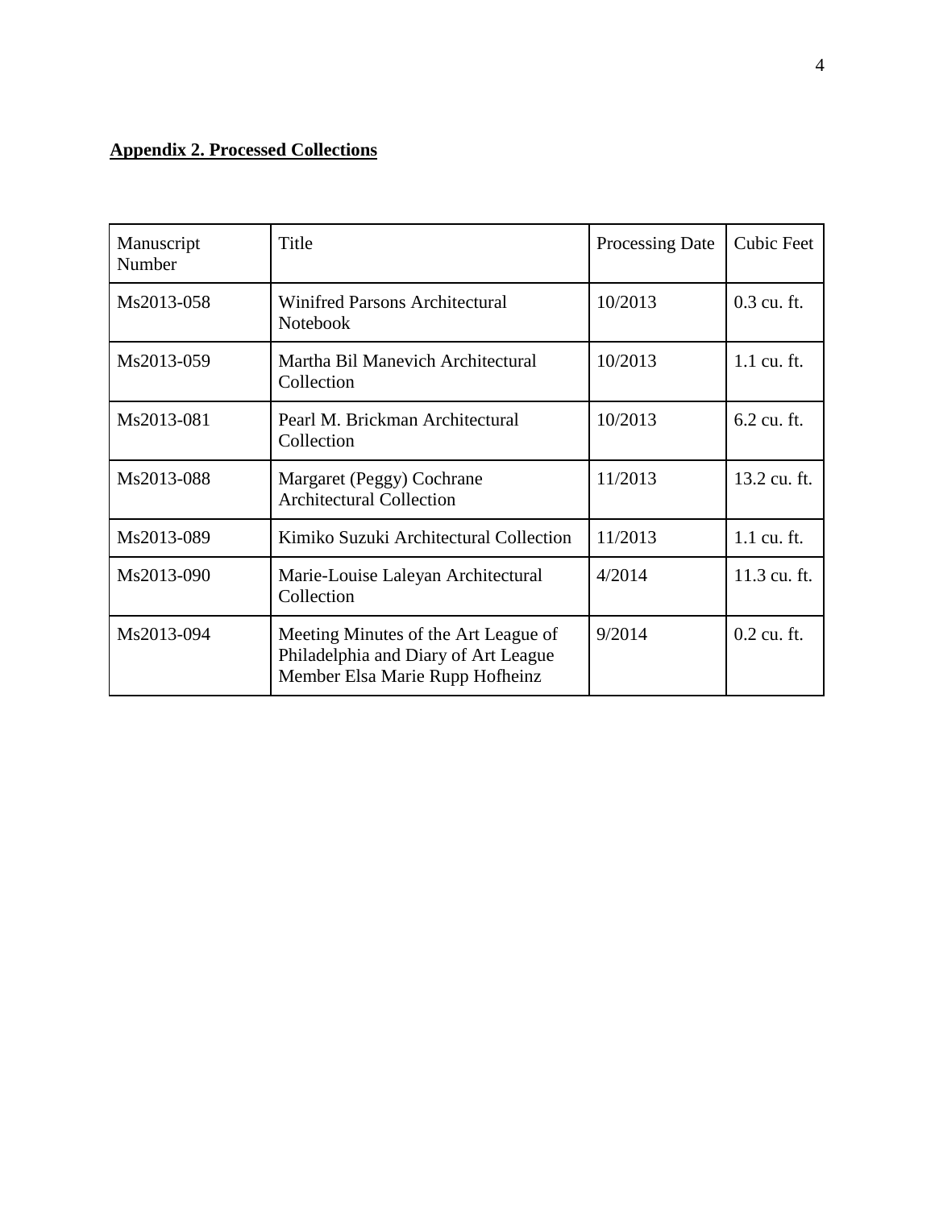**Appendix 2. Processed Collections**

| Manuscript Number | Title | Processing Date | Cubic Feet |
|---|---|---|---|
| Ms2013-058 | Winifred Parsons Architectural Notebook | 10/2013 | 0.3 cu. ft. |
| Ms2013-059 | Martha Bil Manevich Architectural Collection | 10/2013 | 1.1 cu. ft. |
| Ms2013-081 | Pearl M. Brickman Architectural Collection | 10/2013 | 6.2 cu. ft. |
| Ms2013-088 | Margaret (Peggy) Cochrane Architectural Collection | 11/2013 | 13.2 cu. ft. |
| Ms2013-089 | Kimiko Suzuki Architectural Collection | 11/2013 | 1.1 cu. ft. |
| Ms2013-090 | Marie-Louise Laleyan Architectural Collection | 4/2014 | 11.3 cu. ft. |
| Ms2013-094 | Meeting Minutes of the Art League of Philadelphia and Diary of Art League Member Elsa Marie Rupp Hofheinz | 9/2014 | 0.2 cu. ft. |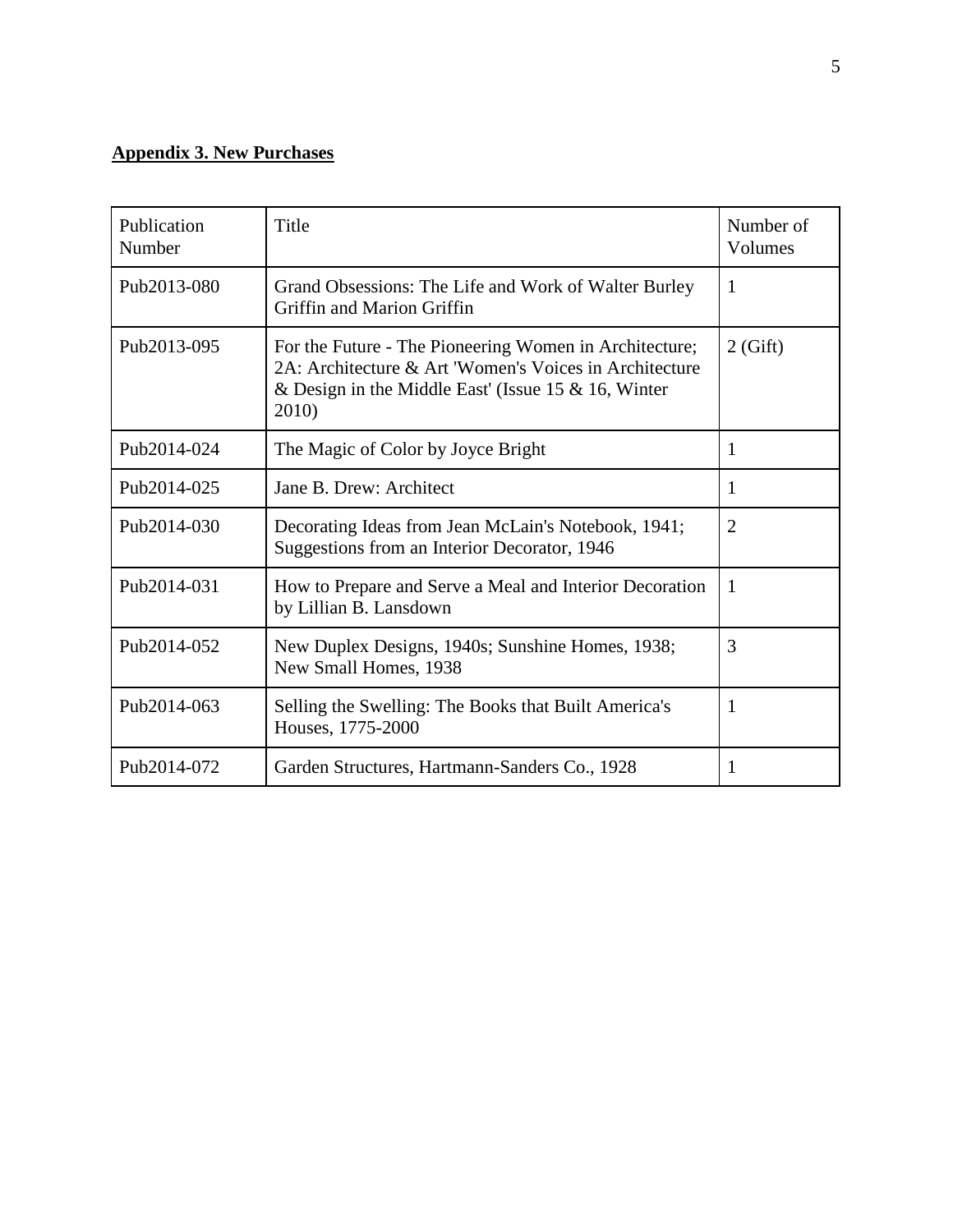**Appendix 3. New Purchases**

| Publication Number | Title | Number of Volumes |
|---|---|---|
| Pub2013-080 | Grand Obsessions: The Life and Work of Walter Burley Griffin and Marion Griffin | 1 |
| Pub2013-095 | For the Future - The Pioneering Women in Architecture; 2A: Architecture & Art 'Women's Voices in Architecture & Design in the Middle East' (Issue 15 & 16, Winter 2010) | 2 (Gift) |
| Pub2014-024 | The Magic of Color by Joyce Bright | 1 |
| Pub2014-025 | Jane B. Drew: Architect | 1 |
| Pub2014-030 | Decorating Ideas from Jean McLain's Notebook, 1941; Suggestions from an Interior Decorator, 1946 | 2 |
| Pub2014-031 | How to Prepare and Serve a Meal and Interior Decoration by Lillian B. Lansdown | 1 |
| Pub2014-052 | New Duplex Designs, 1940s; Sunshine Homes, 1938; New Small Homes, 1938 | 3 |
| Pub2014-063 | Selling the Swelling: The Books that Built America's Houses, 1775-2000 | 1 |
| Pub2014-072 | Garden Structures, Hartmann-Sanders Co., 1928 | 1 |